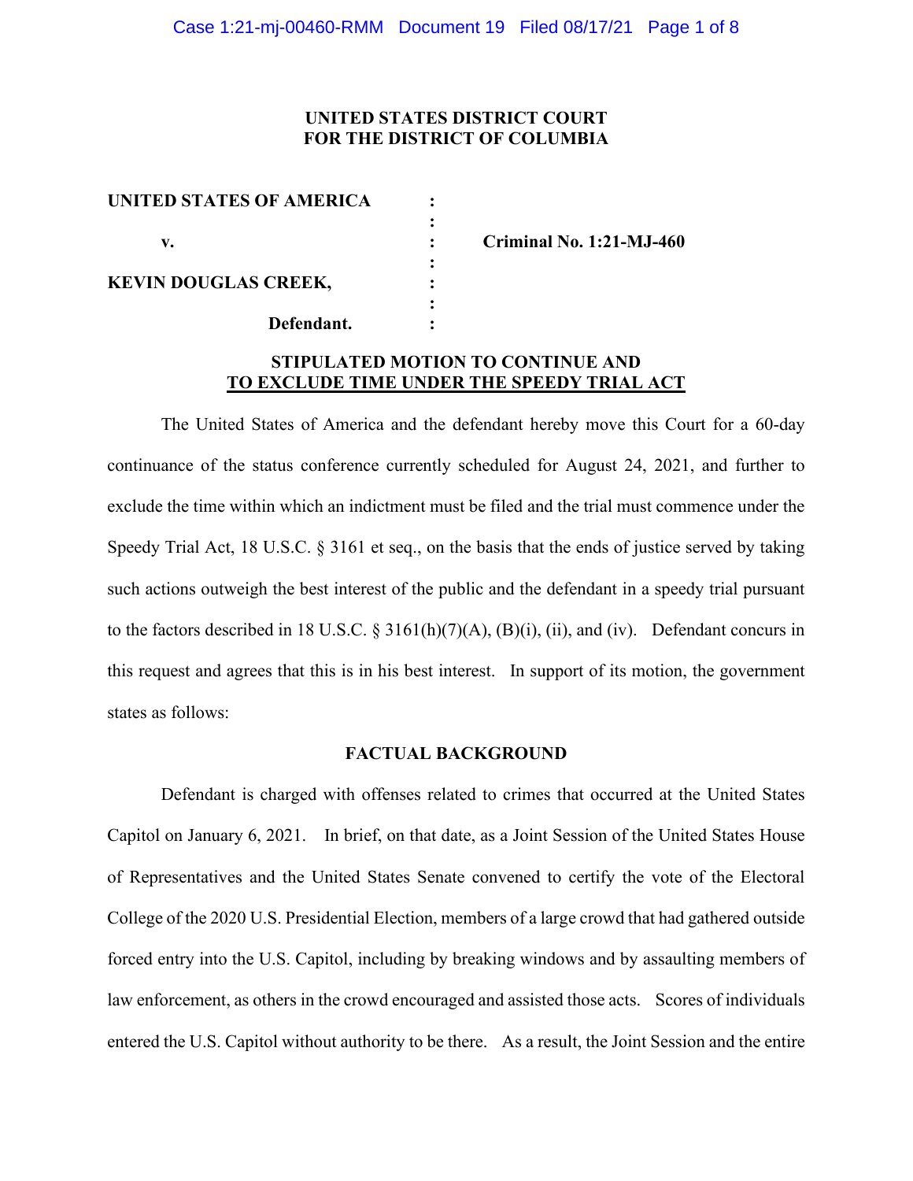**UNITED STATES DISTRICT COURT**
**FOR THE DISTRICT OF COLUMBIA**

| | | |
|---|---|---|
| **UNITED STATES OF AMERICA** | : | |
| | : | |
| **v.** | : | **Criminal No. 1:21-MJ-460** |
| | : | |
| **KEVIN DOUGLAS CREEK,** | : | |
| | : | |
| **Defendant.** | : | |

## STIPULATED MOTION TO CONTINUE AND TO EXCLUDE TIME UNDER THE SPEEDY TRIAL ACT

The United States of America and the defendant hereby move this Court for a 60-day continuance of the status conference currently scheduled for August 24, 2021, and further to exclude the time within which an indictment must be filed and the trial must commence under the Speedy Trial Act, 18 U.S.C. § 3161 et seq., on the basis that the ends of justice served by taking such actions outweigh the best interest of the public and the defendant in a speedy trial pursuant to the factors described in 18 U.S.C. § 3161(h)(7)(A), (B)(i), (ii), and (iv). Defendant concurs in this request and agrees that this is in his best interest. In support of its motion, the government states as follows:

## FACTUAL BACKGROUND

Defendant is charged with offenses related to crimes that occurred at the United States Capitol on January 6, 2021. In brief, on that date, as a Joint Session of the United States House of Representatives and the United States Senate convened to certify the vote of the Electoral College of the 2020 U.S. Presidential Election, members of a large crowd that had gathered outside forced entry into the U.S. Capitol, including by breaking windows and by assaulting members of law enforcement, as others in the crowd encouraged and assisted those acts. Scores of individuals entered the U.S. Capitol without authority to be there. As a result, the Joint Session and the entire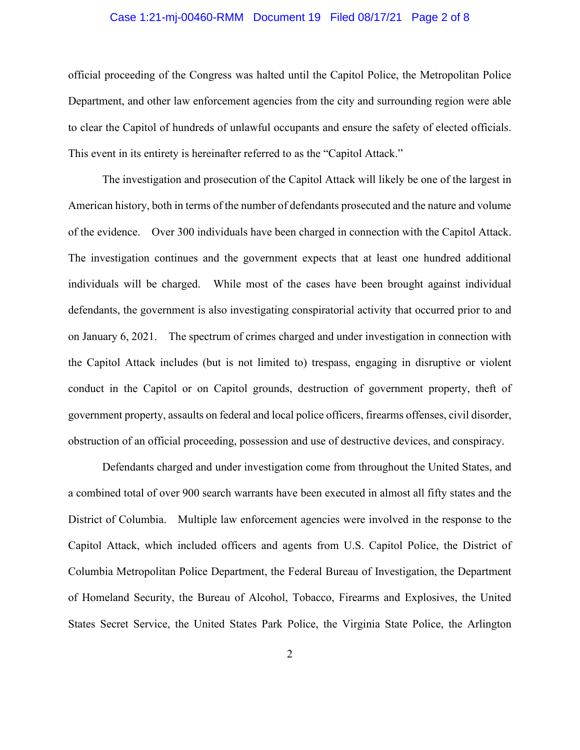official proceeding of the Congress was halted until the Capitol Police, the Metropolitan Police Department, and other law enforcement agencies from the city and surrounding region were able to clear the Capitol of hundreds of unlawful occupants and ensure the safety of elected officials. This event in its entirety is hereinafter referred to as the "Capitol Attack."

The investigation and prosecution of the Capitol Attack will likely be one of the largest in American history, both in terms of the number of defendants prosecuted and the nature and volume of the evidence. Over 300 individuals have been charged in connection with the Capitol Attack. The investigation continues and the government expects that at least one hundred additional individuals will be charged. While most of the cases have been brought against individual defendants, the government is also investigating conspiratorial activity that occurred prior to and on January 6, 2021. The spectrum of crimes charged and under investigation in connection with the Capitol Attack includes (but is not limited to) trespass, engaging in disruptive or violent conduct in the Capitol or on Capitol grounds, destruction of government property, theft of government property, assaults on federal and local police officers, firearms offenses, civil disorder, obstruction of an official proceeding, possession and use of destructive devices, and conspiracy.

Defendants charged and under investigation come from throughout the United States, and a combined total of over 900 search warrants have been executed in almost all fifty states and the District of Columbia. Multiple law enforcement agencies were involved in the response to the Capitol Attack, which included officers and agents from U.S. Capitol Police, the District of Columbia Metropolitan Police Department, the Federal Bureau of Investigation, the Department of Homeland Security, the Bureau of Alcohol, Tobacco, Firearms and Explosives, the United States Secret Service, the United States Park Police, the Virginia State Police, the Arlington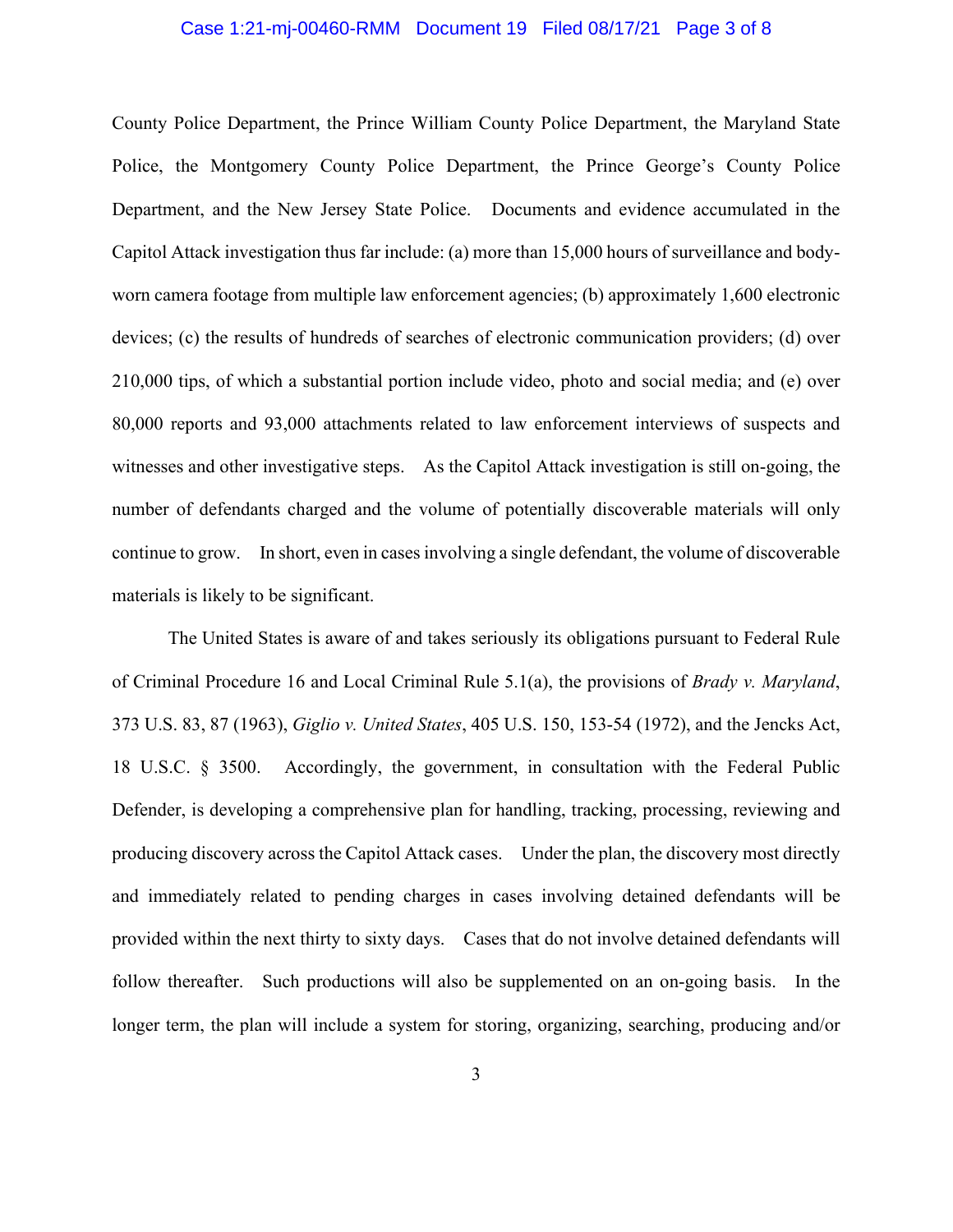County Police Department, the Prince William County Police Department, the Maryland State Police, the Montgomery County Police Department, the Prince George's County Police Department, and the New Jersey State Police. Documents and evidence accumulated in the Capitol Attack investigation thus far include: (a) more than 15,000 hours of surveillance and body-worn camera footage from multiple law enforcement agencies; (b) approximately 1,600 electronic devices; (c) the results of hundreds of searches of electronic communication providers; (d) over 210,000 tips, of which a substantial portion include video, photo and social media; and (e) over 80,000 reports and 93,000 attachments related to law enforcement interviews of suspects and witnesses and other investigative steps. As the Capitol Attack investigation is still on-going, the number of defendants charged and the volume of potentially discoverable materials will only continue to grow. In short, even in cases involving a single defendant, the volume of discoverable materials is likely to be significant.

The United States is aware of and takes seriously its obligations pursuant to Federal Rule of Criminal Procedure 16 and Local Criminal Rule 5.1(a), the provisions of *Brady v. Maryland*, 373 U.S. 83, 87 (1963), *Giglio v. United States*, 405 U.S. 150, 153-54 (1972), and the Jencks Act, 18 U.S.C. § 3500. Accordingly, the government, in consultation with the Federal Public Defender, is developing a comprehensive plan for handling, tracking, processing, reviewing and producing discovery across the Capitol Attack cases. Under the plan, the discovery most directly and immediately related to pending charges in cases involving detained defendants will be provided within the next thirty to sixty days. Cases that do not involve detained defendants will follow thereafter. Such productions will also be supplemented on an on-going basis. In the longer term, the plan will include a system for storing, organizing, searching, producing and/or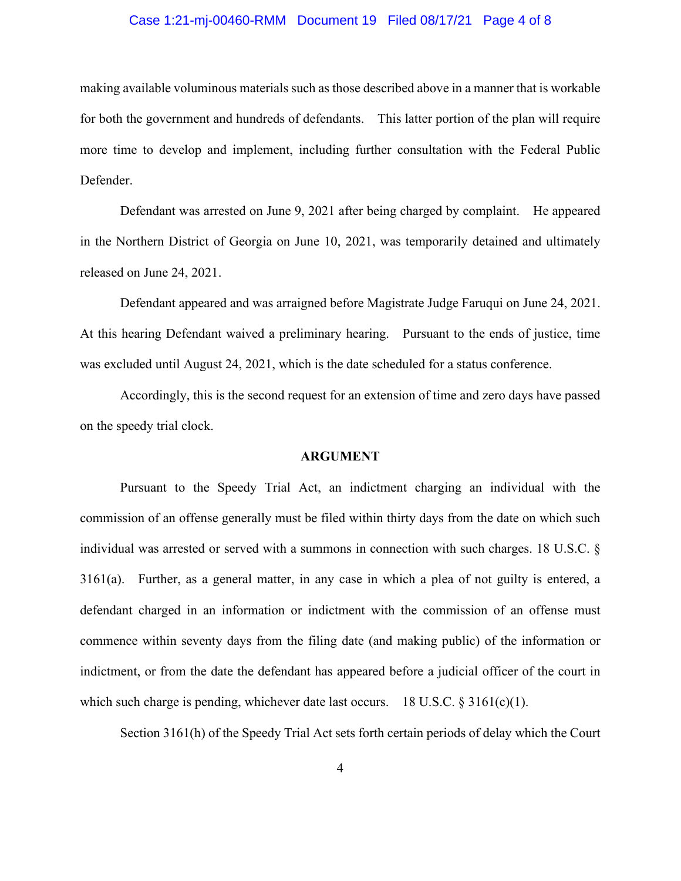making available voluminous materials such as those described above in a manner that is workable for both the government and hundreds of defendants. This latter portion of the plan will require more time to develop and implement, including further consultation with the Federal Public Defender.

Defendant was arrested on June 9, 2021 after being charged by complaint. He appeared in the Northern District of Georgia on June 10, 2021, was temporarily detained and ultimately released on June 24, 2021.

Defendant appeared and was arraigned before Magistrate Judge Faruqui on June 24, 2021. At this hearing Defendant waived a preliminary hearing. Pursuant to the ends of justice, time was excluded until August 24, 2021, which is the date scheduled for a status conference.

Accordingly, this is the second request for an extension of time and zero days have passed on the speedy trial clock.

## ARGUMENT

Pursuant to the Speedy Trial Act, an indictment charging an individual with the commission of an offense generally must be filed within thirty days from the date on which such individual was arrested or served with a summons in connection with such charges. 18 U.S.C. § 3161(a). Further, as a general matter, in any case in which a plea of not guilty is entered, a defendant charged in an information or indictment with the commission of an offense must commence within seventy days from the filing date (and making public) of the information or indictment, or from the date the defendant has appeared before a judicial officer of the court in which such charge is pending, whichever date last occurs. 18 U.S.C. § 3161(c)(1).

Section 3161(h) of the Speedy Trial Act sets forth certain periods of delay which the Court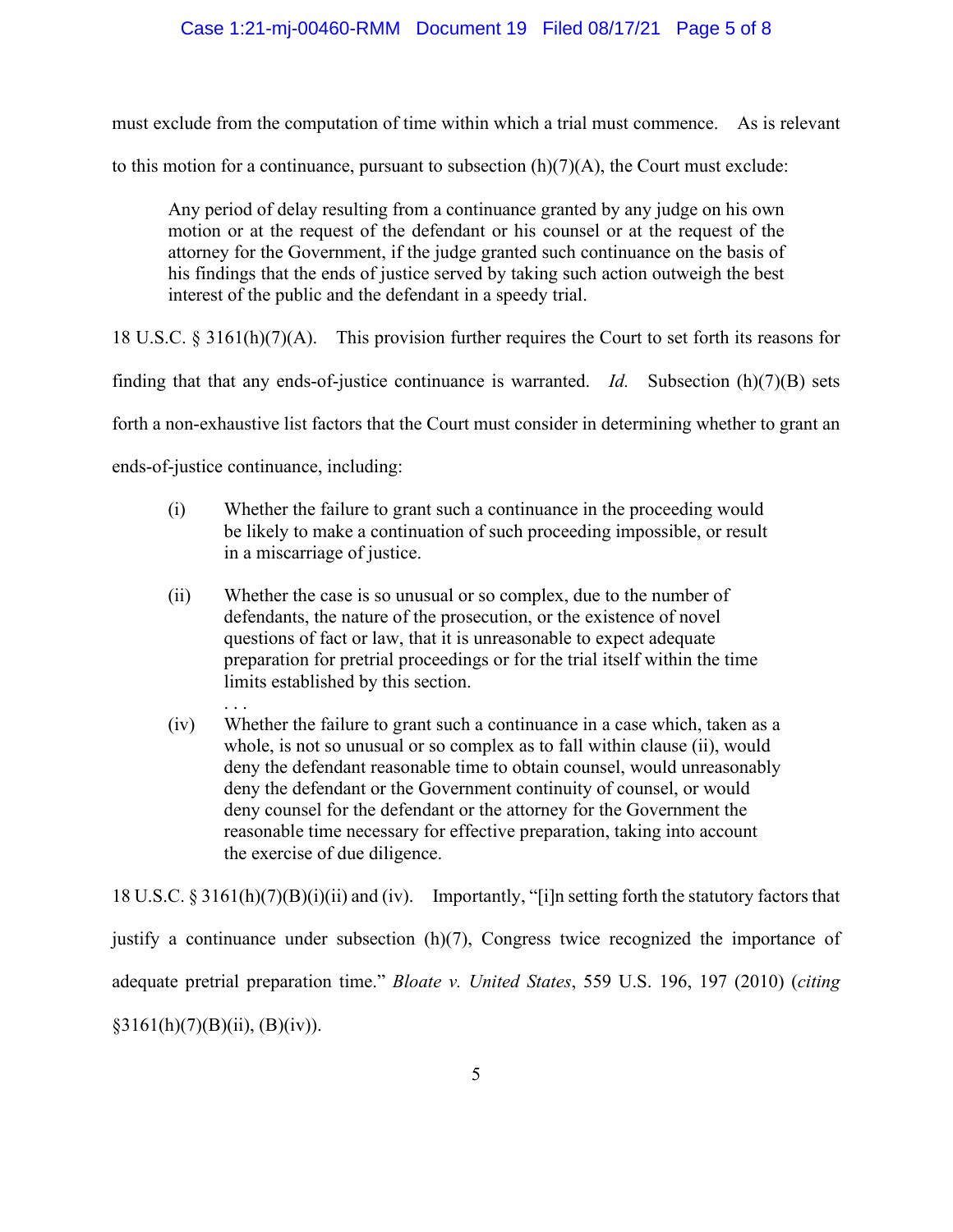must exclude from the computation of time within which a trial must commence. As is relevant to this motion for a continuance, pursuant to subsection (h)(7)(A), the Court must exclude:

> Any period of delay resulting from a continuance granted by any judge on his own motion or at the request of the defendant or his counsel or at the request of the attorney for the Government, if the judge granted such continuance on the basis of his findings that the ends of justice served by taking such action outweigh the best interest of the public and the defendant in a speedy trial.

18 U.S.C. § 3161(h)(7)(A). This provision further requires the Court to set forth its reasons for finding that that any ends-of-justice continuance is warranted. *Id.* Subsection (h)(7)(B) sets forth a non-exhaustive list factors that the Court must consider in determining whether to grant an ends-of-justice continuance, including:

> (i) Whether the failure to grant such a continuance in the proceeding would be likely to make a continuation of such proceeding impossible, or result in a miscarriage of justice.
>
> (ii) Whether the case is so unusual or so complex, due to the number of defendants, the nature of the prosecution, or the existence of novel questions of fact or law, that it is unreasonable to expect adequate preparation for pretrial proceedings or for the trial itself within the time limits established by this section.
>
> . . .
>
> (iv) Whether the failure to grant such a continuance in a case which, taken as a whole, is not so unusual or so complex as to fall within clause (ii), would deny the defendant reasonable time to obtain counsel, would unreasonably deny the defendant or the Government continuity of counsel, or would deny counsel for the defendant or the attorney for the Government the reasonable time necessary for effective preparation, taking into account the exercise of due diligence.

18 U.S.C. § 3161(h)(7)(B)(i)(ii) and (iv). Importantly, "[i]n setting forth the statutory factors that justify a continuance under subsection (h)(7), Congress twice recognized the importance of adequate pretrial preparation time." *Bloate v. United States*, 559 U.S. 196, 197 (2010) (*citing* §3161(h)(7)(B)(ii), (B)(iv)).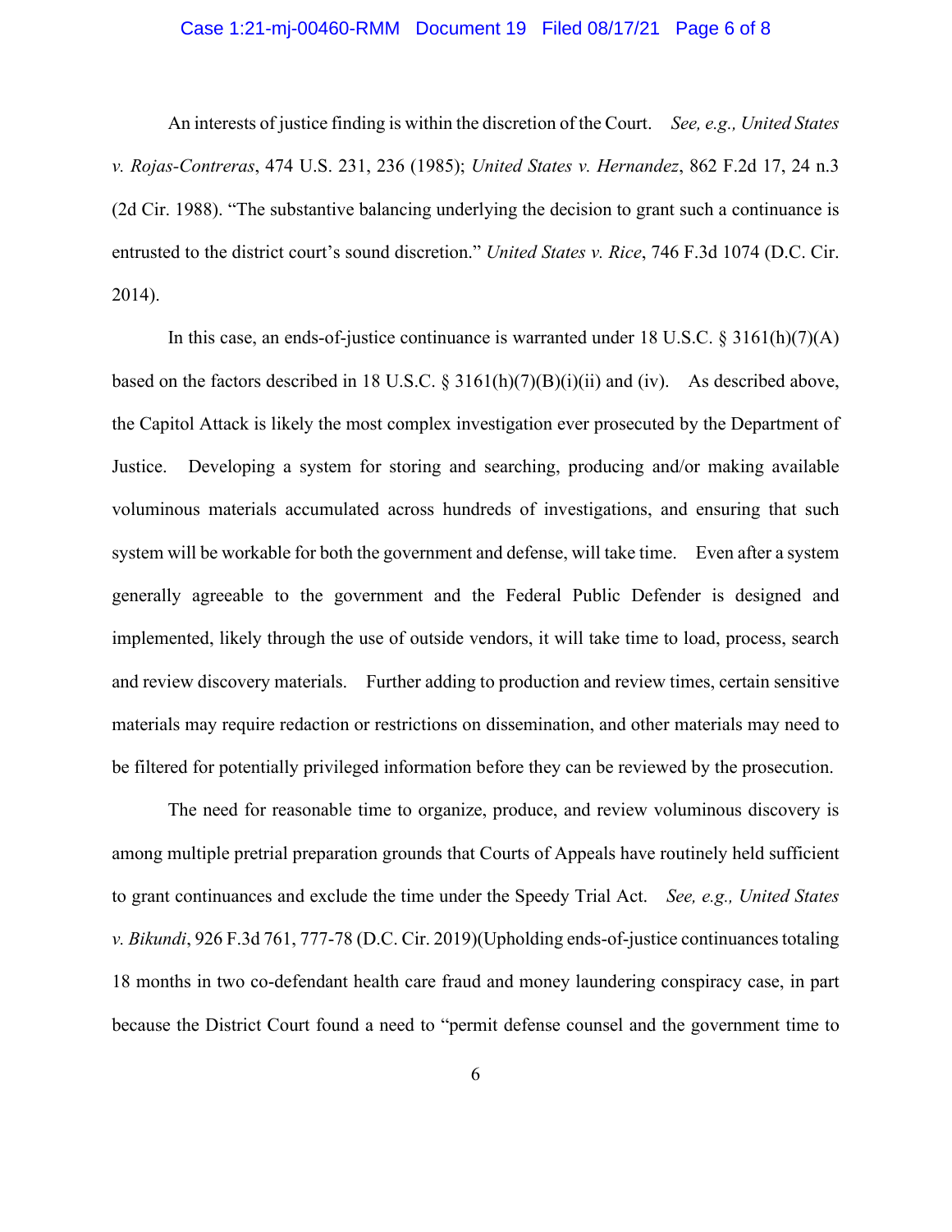An interests of justice finding is within the discretion of the Court. *See, e.g., United States v. Rojas-Contreras*, 474 U.S. 231, 236 (1985); *United States v. Hernandez*, 862 F.2d 17, 24 n.3 (2d Cir. 1988). "The substantive balancing underlying the decision to grant such a continuance is entrusted to the district court's sound discretion." *United States v. Rice*, 746 F.3d 1074 (D.C. Cir. 2014).

In this case, an ends-of-justice continuance is warranted under 18 U.S.C. § 3161(h)(7)(A) based on the factors described in 18 U.S.C. § 3161(h)(7)(B)(i)(ii) and (iv). As described above, the Capitol Attack is likely the most complex investigation ever prosecuted by the Department of Justice. Developing a system for storing and searching, producing and/or making available voluminous materials accumulated across hundreds of investigations, and ensuring that such system will be workable for both the government and defense, will take time. Even after a system generally agreeable to the government and the Federal Public Defender is designed and implemented, likely through the use of outside vendors, it will take time to load, process, search and review discovery materials. Further adding to production and review times, certain sensitive materials may require redaction or restrictions on dissemination, and other materials may need to be filtered for potentially privileged information before they can be reviewed by the prosecution.

The need for reasonable time to organize, produce, and review voluminous discovery is among multiple pretrial preparation grounds that Courts of Appeals have routinely held sufficient to grant continuances and exclude the time under the Speedy Trial Act. *See, e.g., United States v. Bikundi*, 926 F.3d 761, 777-78 (D.C. Cir. 2019)(Upholding ends-of-justice continuances totaling 18 months in two co-defendant health care fraud and money laundering conspiracy case, in part because the District Court found a need to "permit defense counsel and the government time to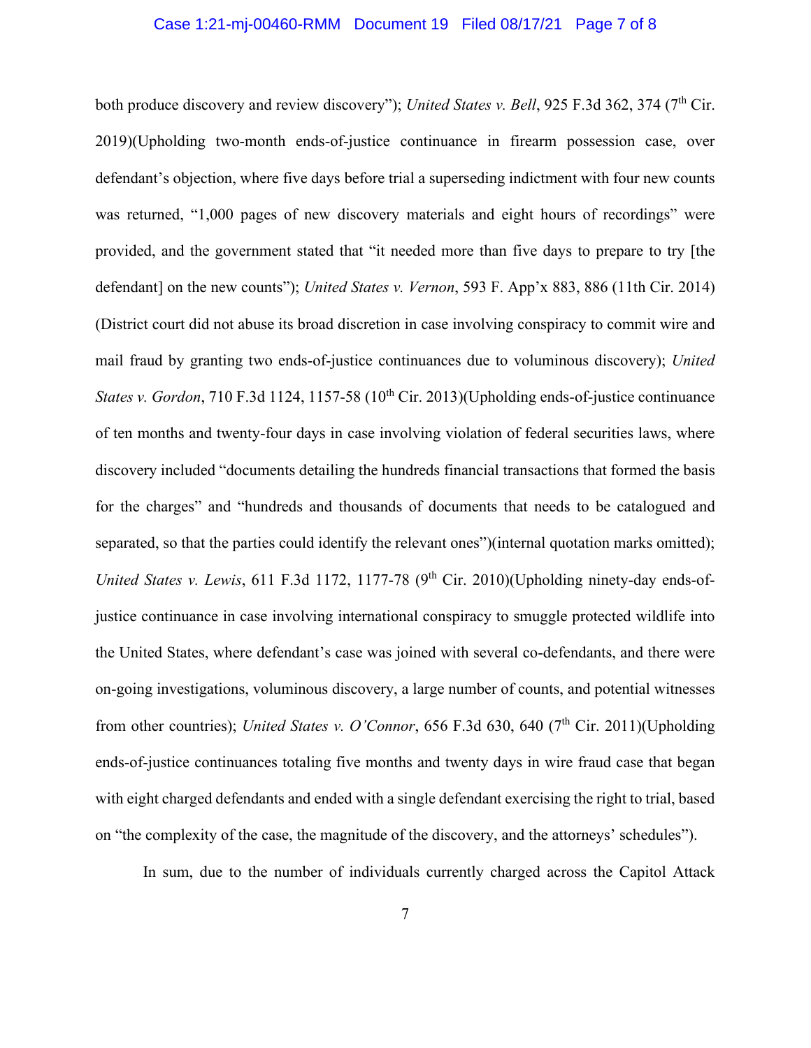both produce discovery and review discovery"); *United States v. Bell*, 925 F.3d 362, 374 (7th Cir. 2019)(Upholding two-month ends-of-justice continuance in firearm possession case, over defendant's objection, where five days before trial a superseding indictment with four new counts was returned, "1,000 pages of new discovery materials and eight hours of recordings" were provided, and the government stated that "it needed more than five days to prepare to try [the defendant] on the new counts"); *United States v. Vernon*, 593 F. App'x 883, 886 (11th Cir. 2014) (District court did not abuse its broad discretion in case involving conspiracy to commit wire and mail fraud by granting two ends-of-justice continuances due to voluminous discovery); *United States v. Gordon*, 710 F.3d 1124, 1157-58 (10th Cir. 2013)(Upholding ends-of-justice continuance of ten months and twenty-four days in case involving violation of federal securities laws, where discovery included "documents detailing the hundreds financial transactions that formed the basis for the charges" and "hundreds and thousands of documents that needs to be catalogued and separated, so that the parties could identify the relevant ones")(internal quotation marks omitted); *United States v. Lewis*, 611 F.3d 1172, 1177-78 (9th Cir. 2010)(Upholding ninety-day ends-of-justice continuance in case involving international conspiracy to smuggle protected wildlife into the United States, where defendant's case was joined with several co-defendants, and there were on-going investigations, voluminous discovery, a large number of counts, and potential witnesses from other countries); *United States v. O'Connor*, 656 F.3d 630, 640 (7th Cir. 2011)(Upholding ends-of-justice continuances totaling five months and twenty days in wire fraud case that began with eight charged defendants and ended with a single defendant exercising the right to trial, based on "the complexity of the case, the magnitude of the discovery, and the attorneys' schedules").

In sum, due to the number of individuals currently charged across the Capitol Attack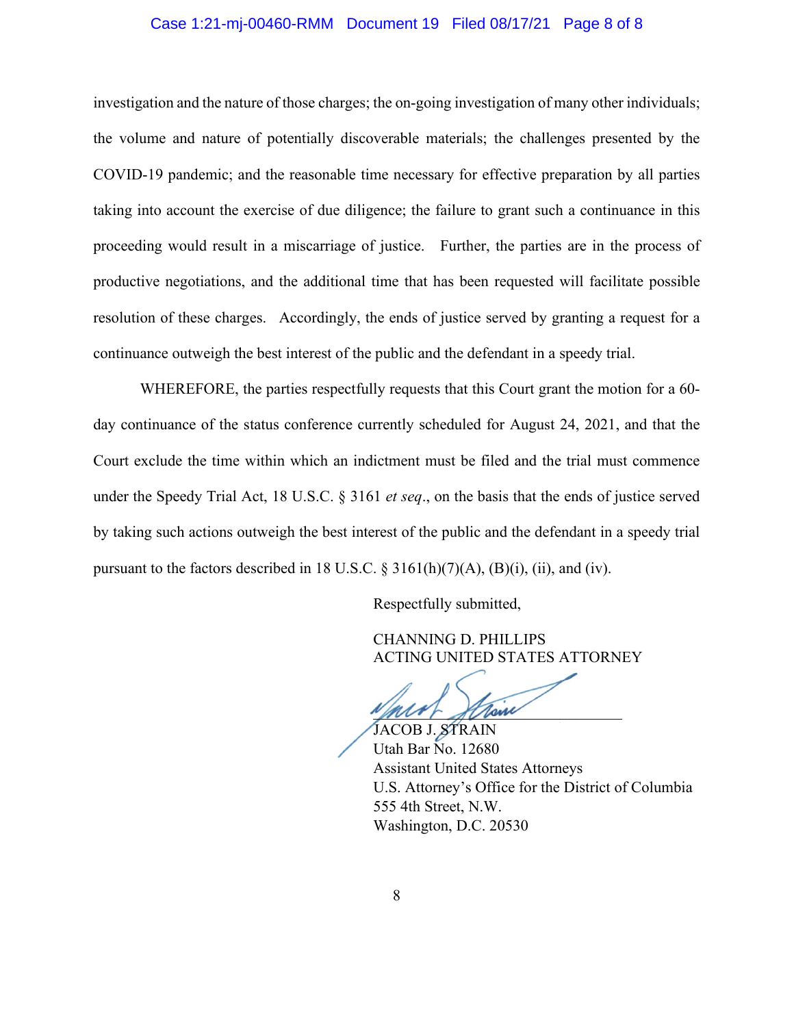investigation and the nature of those charges; the on-going investigation of many other individuals; the volume and nature of potentially discoverable materials; the challenges presented by the COVID-19 pandemic; and the reasonable time necessary for effective preparation by all parties taking into account the exercise of due diligence; the failure to grant such a continuance in this proceeding would result in a miscarriage of justice. Further, the parties are in the process of productive negotiations, and the additional time that has been requested will facilitate possible resolution of these charges. Accordingly, the ends of justice served by granting a request for a continuance outweigh the best interest of the public and the defendant in a speedy trial.

WHEREFORE, the parties respectfully requests that this Court grant the motion for a 60-day continuance of the status conference currently scheduled for August 24, 2021, and that the Court exclude the time within which an indictment must be filed and the trial must commence under the Speedy Trial Act, 18 U.S.C. § 3161 *et seq*., on the basis that the ends of justice served by taking such actions outweigh the best interest of the public and the defendant in a speedy trial pursuant to the factors described in 18 U.S.C. § 3161(h)(7)(A), (B)(i), (ii), and (iv).

Respectfully submitted,

CHANNING D. PHILLIPS
ACTING UNITED STATES ATTORNEY

JACOB J. STRAIN
Utah Bar No. 12680
Assistant United States Attorneys
U.S. Attorney's Office for the District of Columbia
555 4th Street, N.W.
Washington, D.C. 20530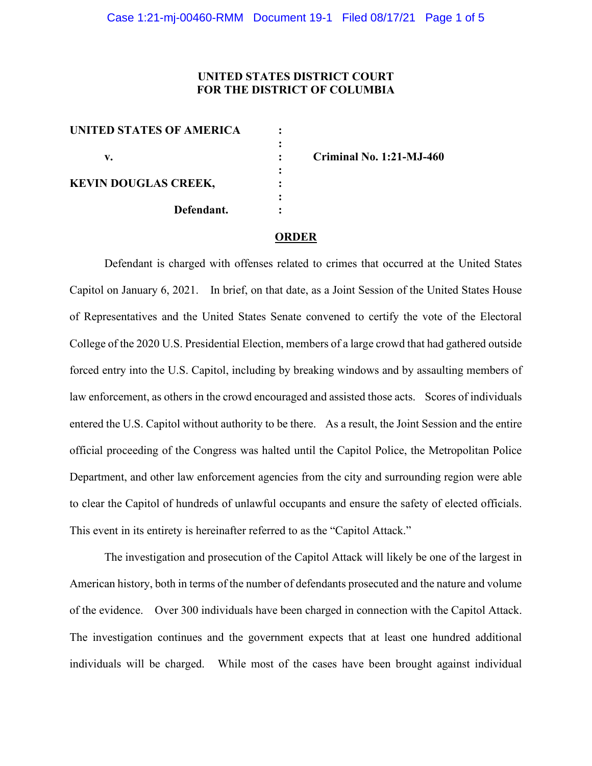**UNITED STATES DISTRICT COURT**
**FOR THE DISTRICT OF COLUMBIA**

| | | |
|---|---|---|
| **UNITED STATES OF AMERICA** | : | |
| | : | |
| **v.** | : | **Criminal No. 1:21-MJ-460** |
| | : | |
| **KEVIN DOUGLAS CREEK,** | : | |
| | : | |
| **Defendant.** | : | |

**ORDER**

Defendant is charged with offenses related to crimes that occurred at the United States Capitol on January 6, 2021. In brief, on that date, as a Joint Session of the United States House of Representatives and the United States Senate convened to certify the vote of the Electoral College of the 2020 U.S. Presidential Election, members of a large crowd that had gathered outside forced entry into the U.S. Capitol, including by breaking windows and by assaulting members of law enforcement, as others in the crowd encouraged and assisted those acts. Scores of individuals entered the U.S. Capitol without authority to be there. As a result, the Joint Session and the entire official proceeding of the Congress was halted until the Capitol Police, the Metropolitan Police Department, and other law enforcement agencies from the city and surrounding region were able to clear the Capitol of hundreds of unlawful occupants and ensure the safety of elected officials. This event in its entirety is hereinafter referred to as the "Capitol Attack."

The investigation and prosecution of the Capitol Attack will likely be one of the largest in American history, both in terms of the number of defendants prosecuted and the nature and volume of the evidence. Over 300 individuals have been charged in connection with the Capitol Attack. The investigation continues and the government expects that at least one hundred additional individuals will be charged. While most of the cases have been brought against individual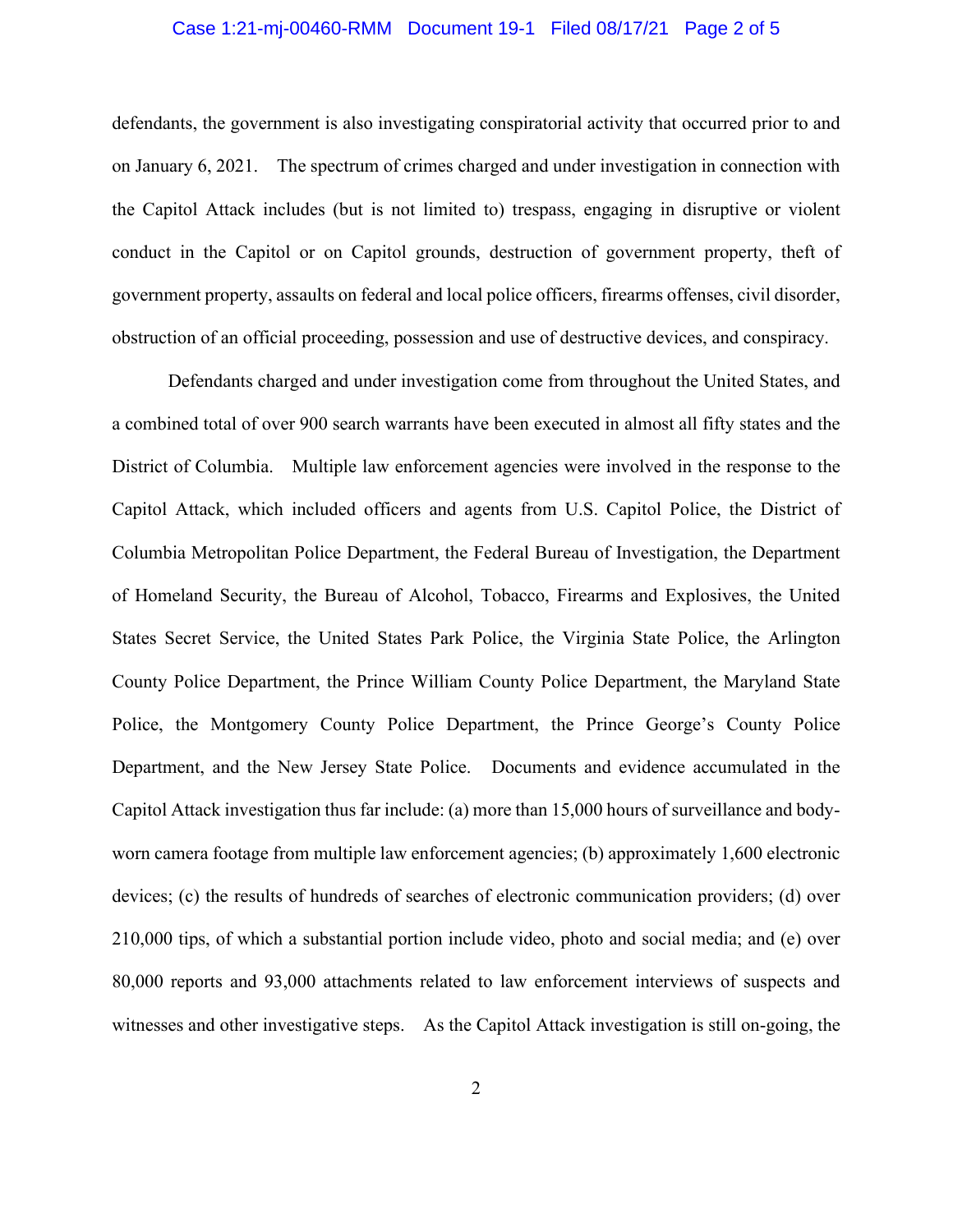defendants, the government is also investigating conspiratorial activity that occurred prior to and on January 6, 2021. The spectrum of crimes charged and under investigation in connection with the Capitol Attack includes (but is not limited to) trespass, engaging in disruptive or violent conduct in the Capitol or on Capitol grounds, destruction of government property, theft of government property, assaults on federal and local police officers, firearms offenses, civil disorder, obstruction of an official proceeding, possession and use of destructive devices, and conspiracy.

Defendants charged and under investigation come from throughout the United States, and a combined total of over 900 search warrants have been executed in almost all fifty states and the District of Columbia. Multiple law enforcement agencies were involved in the response to the Capitol Attack, which included officers and agents from U.S. Capitol Police, the District of Columbia Metropolitan Police Department, the Federal Bureau of Investigation, the Department of Homeland Security, the Bureau of Alcohol, Tobacco, Firearms and Explosives, the United States Secret Service, the United States Park Police, the Virginia State Police, the Arlington County Police Department, the Prince William County Police Department, the Maryland State Police, the Montgomery County Police Department, the Prince George's County Police Department, and the New Jersey State Police. Documents and evidence accumulated in the Capitol Attack investigation thus far include: (a) more than 15,000 hours of surveillance and body-worn camera footage from multiple law enforcement agencies; (b) approximately 1,600 electronic devices; (c) the results of hundreds of searches of electronic communication providers; (d) over 210,000 tips, of which a substantial portion include video, photo and social media; and (e) over 80,000 reports and 93,000 attachments related to law enforcement interviews of suspects and witnesses and other investigative steps. As the Capitol Attack investigation is still on-going, the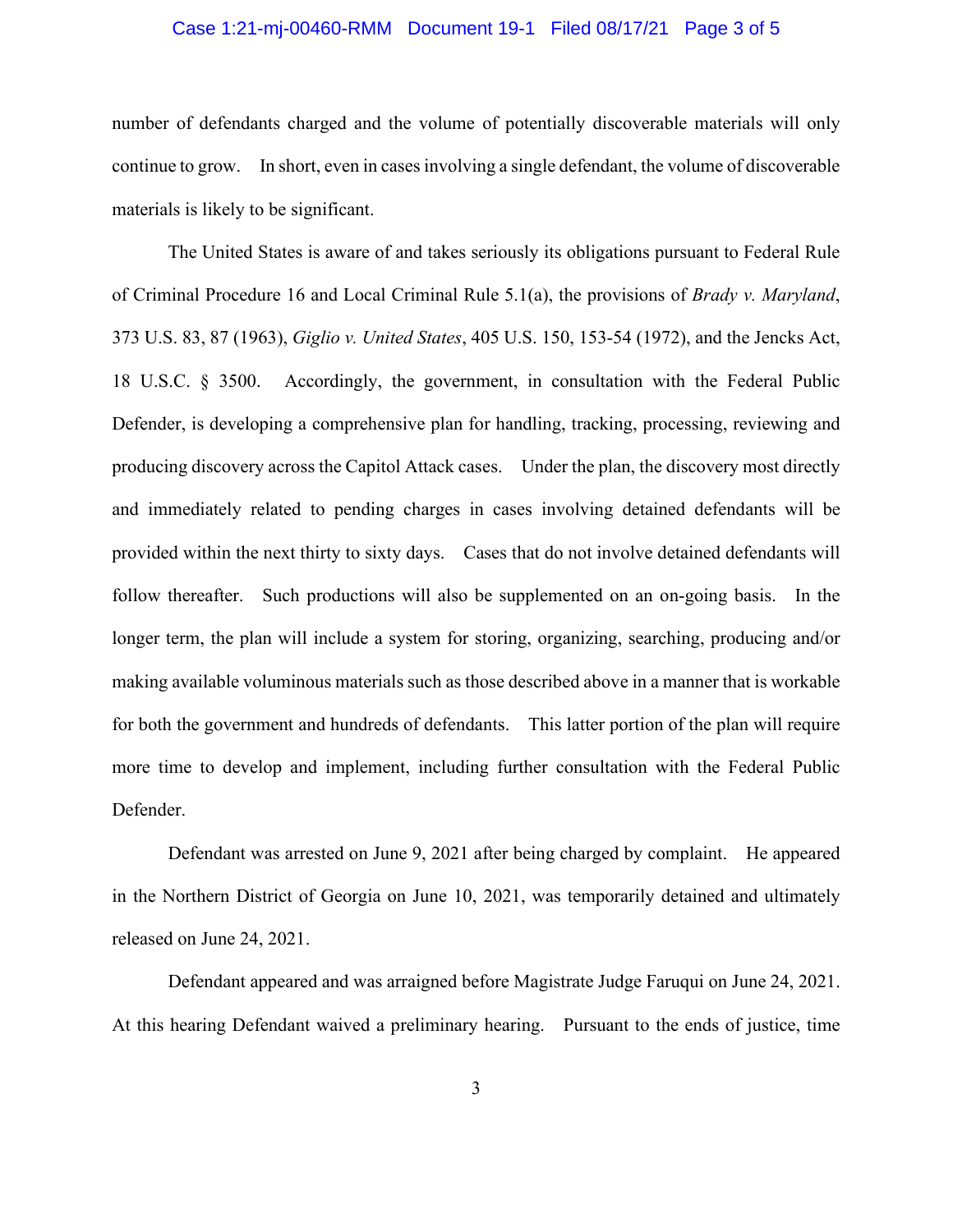number of defendants charged and the volume of potentially discoverable materials will only continue to grow. In short, even in cases involving a single defendant, the volume of discoverable materials is likely to be significant.

The United States is aware of and takes seriously its obligations pursuant to Federal Rule of Criminal Procedure 16 and Local Criminal Rule 5.1(a), the provisions of *Brady v. Maryland*, 373 U.S. 83, 87 (1963), *Giglio v. United States*, 405 U.S. 150, 153-54 (1972), and the Jencks Act, 18 U.S.C. § 3500. Accordingly, the government, in consultation with the Federal Public Defender, is developing a comprehensive plan for handling, tracking, processing, reviewing and producing discovery across the Capitol Attack cases. Under the plan, the discovery most directly and immediately related to pending charges in cases involving detained defendants will be provided within the next thirty to sixty days. Cases that do not involve detained defendants will follow thereafter. Such productions will also be supplemented on an on-going basis. In the longer term, the plan will include a system for storing, organizing, searching, producing and/or making available voluminous materials such as those described above in a manner that is workable for both the government and hundreds of defendants. This latter portion of the plan will require more time to develop and implement, including further consultation with the Federal Public Defender.

Defendant was arrested on June 9, 2021 after being charged by complaint. He appeared in the Northern District of Georgia on June 10, 2021, was temporarily detained and ultimately released on June 24, 2021.

Defendant appeared and was arraigned before Magistrate Judge Faruqui on June 24, 2021. At this hearing Defendant waived a preliminary hearing. Pursuant to the ends of justice, time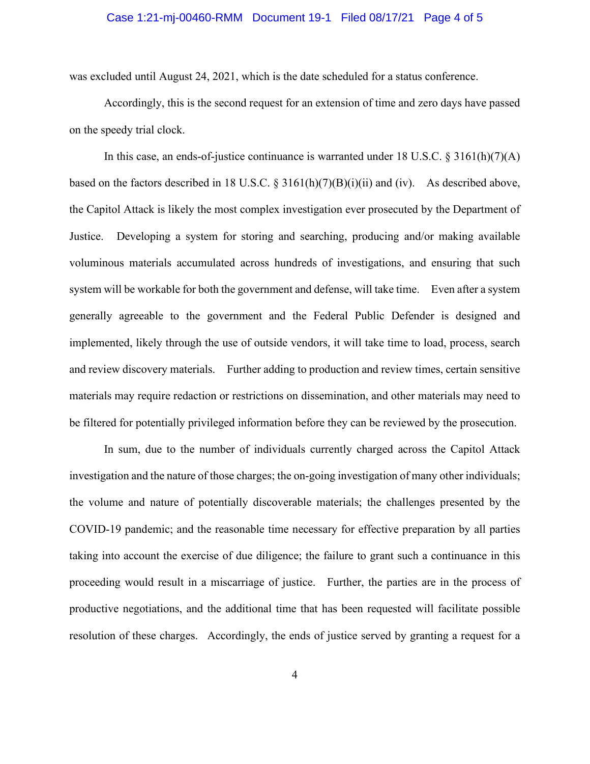was excluded until August 24, 2021, which is the date scheduled for a status conference.

Accordingly, this is the second request for an extension of time and zero days have passed on the speedy trial clock.

In this case, an ends-of-justice continuance is warranted under 18 U.S.C. § 3161(h)(7)(A) based on the factors described in 18 U.S.C. § 3161(h)(7)(B)(i)(ii) and (iv). As described above, the Capitol Attack is likely the most complex investigation ever prosecuted by the Department of Justice. Developing a system for storing and searching, producing and/or making available voluminous materials accumulated across hundreds of investigations, and ensuring that such system will be workable for both the government and defense, will take time. Even after a system generally agreeable to the government and the Federal Public Defender is designed and implemented, likely through the use of outside vendors, it will take time to load, process, search and review discovery materials. Further adding to production and review times, certain sensitive materials may require redaction or restrictions on dissemination, and other materials may need to be filtered for potentially privileged information before they can be reviewed by the prosecution.

In sum, due to the number of individuals currently charged across the Capitol Attack investigation and the nature of those charges; the on-going investigation of many other individuals; the volume and nature of potentially discoverable materials; the challenges presented by the COVID-19 pandemic; and the reasonable time necessary for effective preparation by all parties taking into account the exercise of due diligence; the failure to grant such a continuance in this proceeding would result in a miscarriage of justice. Further, the parties are in the process of productive negotiations, and the additional time that has been requested will facilitate possible resolution of these charges. Accordingly, the ends of justice served by granting a request for a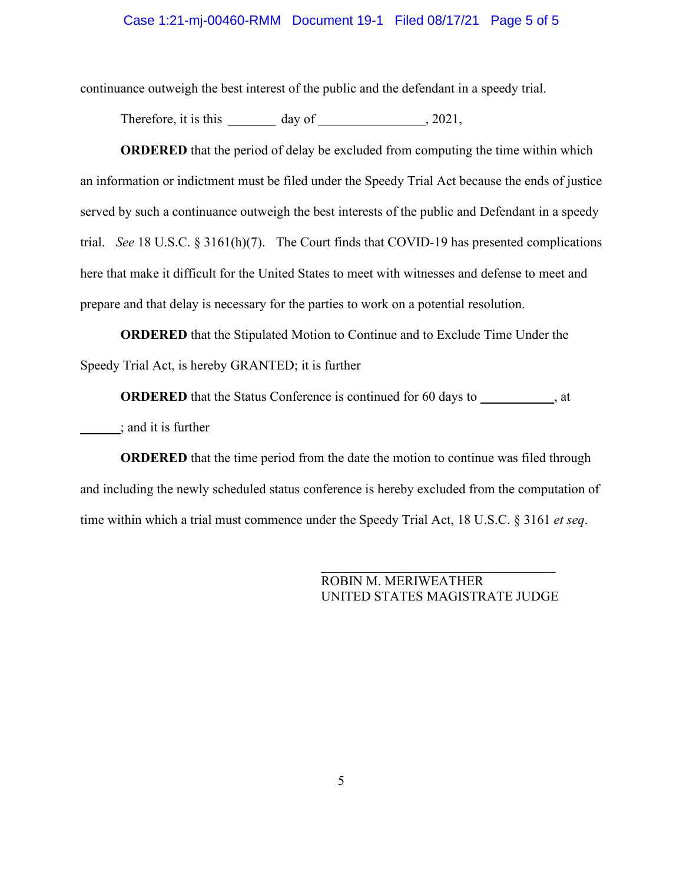continuance outweigh the best interest of the public and the defendant in a speedy trial.

Therefore, it is this _______ day of _______________, 2021,

**ORDERED** that the period of delay be excluded from computing the time within which an information or indictment must be filed under the Speedy Trial Act because the ends of justice served by such a continuance outweigh the best interests of the public and Defendant in a speedy trial. *See* 18 U.S.C. § 3161(h)(7). The Court finds that COVID-19 has presented complications here that make it difficult for the United States to meet with witnesses and defense to meet and prepare and that delay is necessary for the parties to work on a potential resolution.

**ORDERED** that the Stipulated Motion to Continue and to Exclude Time Under the Speedy Trial Act, is hereby GRANTED; it is further

**ORDERED** that the Status Conference is continued for 60 days to ___________, at ______; and it is further

**ORDERED** that the time period from the date the motion to continue was filed through and including the newly scheduled status conference is hereby excluded from the computation of time within which a trial must commence under the Speedy Trial Act, 18 U.S.C. § 3161 *et seq*.

___________________________________
ROBIN M. MERIWEATHER
UNITED STATES MAGISTRATE JUDGE